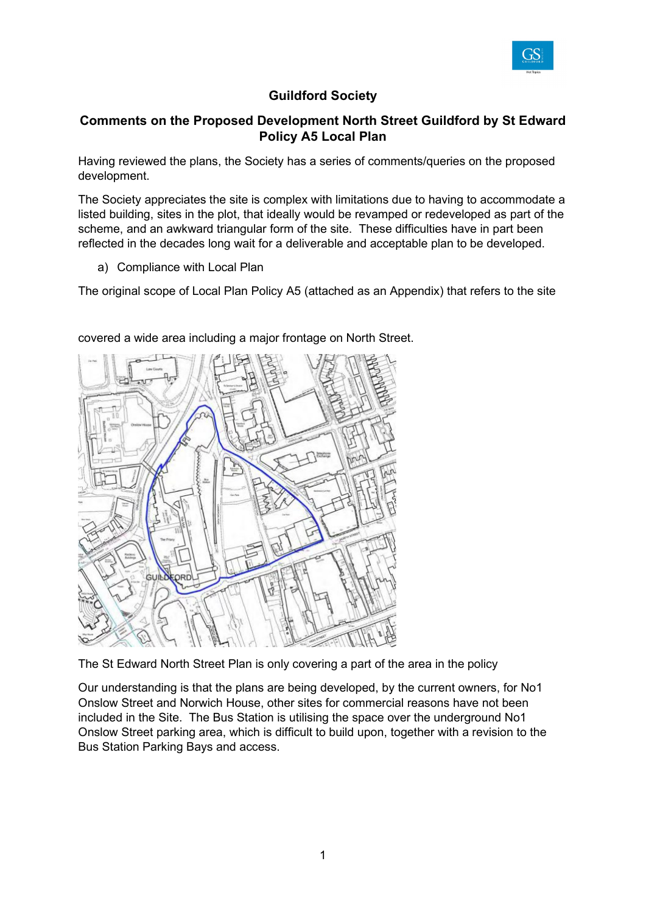# Guildford Society

## Comments on the Proposed Development North Street Guildford by St Edward Policy A5 Local Plan

Having reviewed the plans, the Society has a series of comments/queries on the proposed development.

The Society appreciates the site is complex with limitations due to having to accommodate a listed building, sites in the plot, that ideally would be revamped or redeveloped as part of the scheme, and an awkward triangular form of the site. These difficulties have in part been reflected in the decades long wait for a deliverable and acceptable plan to be developed.

a) Compliance with Local Plan

The original scope of Local Plan Policy A5 (attached as an Appendix) that refers to the site covered a wide area including a major frontage on North Street.

The St Edward North Street Plan is only covering a part of the area in the policy

Our understanding is that the plans are being developed, by the current owners, for No1 Onslow Street and Norwich House, other sites for commercial reasons have not been included in the Site. The Bus Station is utilising the space over the underground No1 Onslow Street parking area, which is difficult to build upon, together with a revision to the Bus Station Parking Bays and access.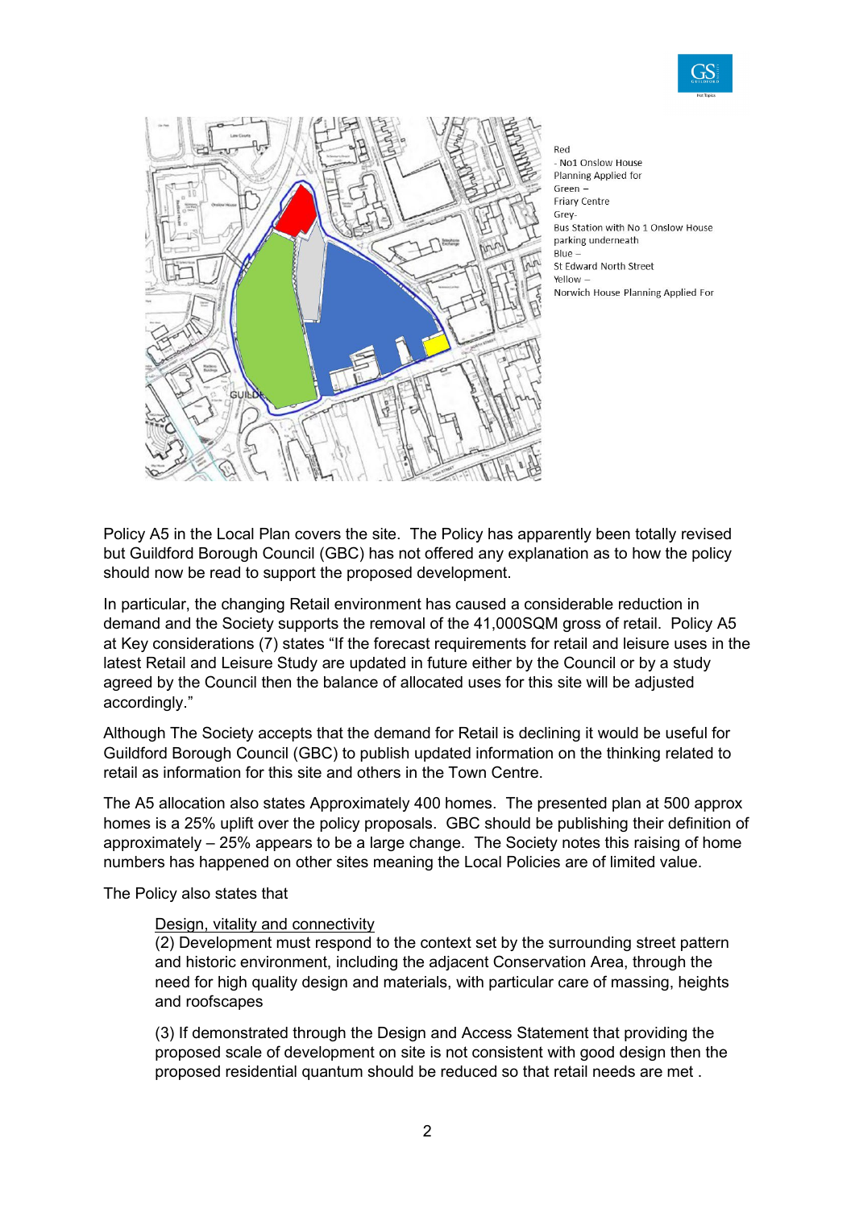Red
- No1 Onslow House
Planning Applied for
Green –
Friary Centre
Grey-
Bus Station with No 1 Onslow House
parking underneath
Blue –
St Edward North Street
Yellow –
Norwich House Planning Applied For

Policy A5 in the Local Plan covers the site. The Policy has apparently been totally revised but Guildford Borough Council (GBC) has not offered any explanation as to how the policy should now be read to support the proposed development.

In particular, the changing Retail environment has caused a considerable reduction in demand and the Society supports the removal of the 41,000SQM gross of retail. Policy A5 at Key considerations (7) states "If the forecast requirements for retail and leisure uses in the latest Retail and Leisure Study are updated in future either by the Council or by a study agreed by the Council then the balance of allocated uses for this site will be adjusted accordingly."

Although The Society accepts that the demand for Retail is declining it would be useful for Guildford Borough Council (GBC) to publish updated information on the thinking related to retail as information for this site and others in the Town Centre.

The A5 allocation also states Approximately 400 homes. The presented plan at 500 approx homes is a 25% uplift over the policy proposals. GBC should be publishing their definition of approximately – 25% appears to be a large change. The Society notes this raising of home numbers has happened on other sites meaning the Local Policies are of limited value.

The Policy also states that

> Design, vitality and connectivity
> (2) Development must respond to the context set by the surrounding street pattern and historic environment, including the adjacent Conservation Area, through the need for high quality design and materials, with particular care of massing, heights and roofscapes
>
> (3) If demonstrated through the Design and Access Statement that providing the proposed scale of development on site is not consistent with good design then the proposed residential quantum should be reduced so that retail needs are met .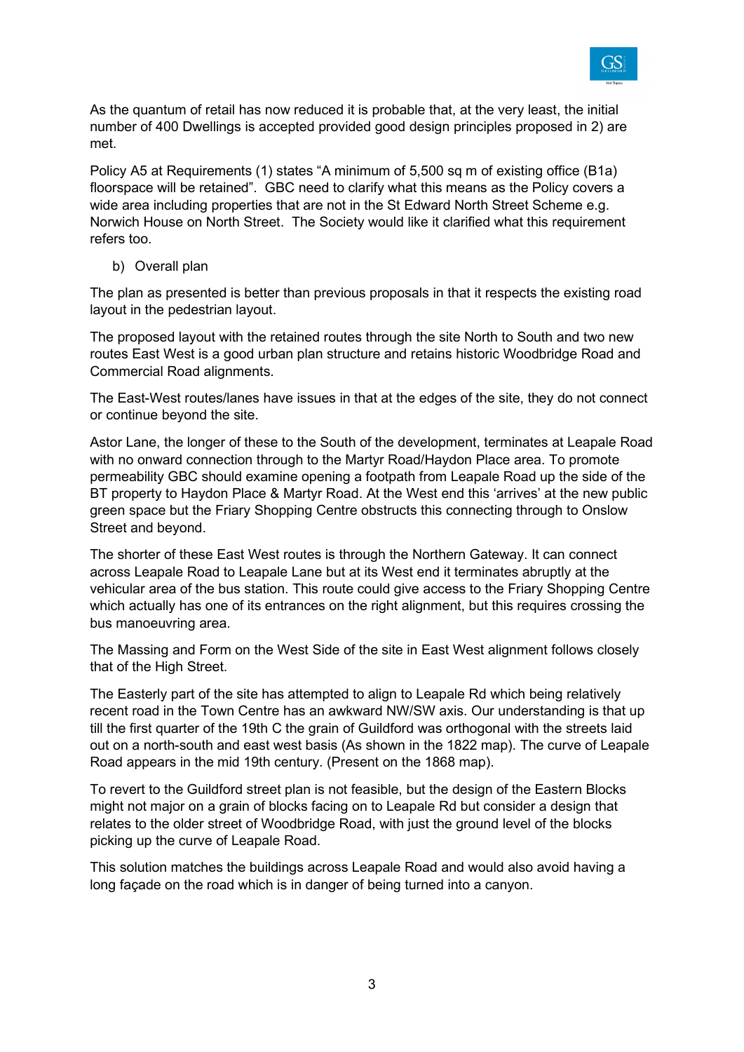As the quantum of retail has now reduced it is probable that, at the very least, the initial number of 400 Dwellings is accepted provided good design principles proposed in 2) are met.

Policy A5 at Requirements (1) states "A minimum of 5,500 sq m of existing office (B1a) floorspace will be retained". GBC need to clarify what this means as the Policy covers a wide area including properties that are not in the St Edward North Street Scheme e.g. Norwich House on North Street. The Society would like it clarified what this requirement refers too.

b) Overall plan

The plan as presented is better than previous proposals in that it respects the existing road layout in the pedestrian layout.

The proposed layout with the retained routes through the site North to South and two new routes East West is a good urban plan structure and retains historic Woodbridge Road and Commercial Road alignments.

The East-West routes/lanes have issues in that at the edges of the site, they do not connect or continue beyond the site.

Astor Lane, the longer of these to the South of the development, terminates at Leapale Road with no onward connection through to the Martyr Road/Haydon Place area. To promote permeability GBC should examine opening a footpath from Leapale Road up the side of the BT property to Haydon Place & Martyr Road. At the West end this 'arrives' at the new public green space but the Friary Shopping Centre obstructs this connecting through to Onslow Street and beyond.

The shorter of these East West routes is through the Northern Gateway. It can connect across Leapale Road to Leapale Lane but at its West end it terminates abruptly at the vehicular area of the bus station. This route could give access to the Friary Shopping Centre which actually has one of its entrances on the right alignment, but this requires crossing the bus manoeuvring area.

The Massing and Form on the West Side of the site in East West alignment follows closely that of the High Street.

The Easterly part of the site has attempted to align to Leapale Rd which being relatively recent road in the Town Centre has an awkward NW/SW axis. Our understanding is that up till the first quarter of the 19th C the grain of Guildford was orthogonal with the streets laid out on a north-south and east west basis (As shown in the 1822 map). The curve of Leapale Road appears in the mid 19th century. (Present on the 1868 map).

To revert to the Guildford street plan is not feasible, but the design of the Eastern Blocks might not major on a grain of blocks facing on to Leapale Rd but consider a design that relates to the older street of Woodbridge Road, with just the ground level of the blocks picking up the curve of Leapale Road.

This solution matches the buildings across Leapale Road and would also avoid having a long façade on the road which is in danger of being turned into a canyon.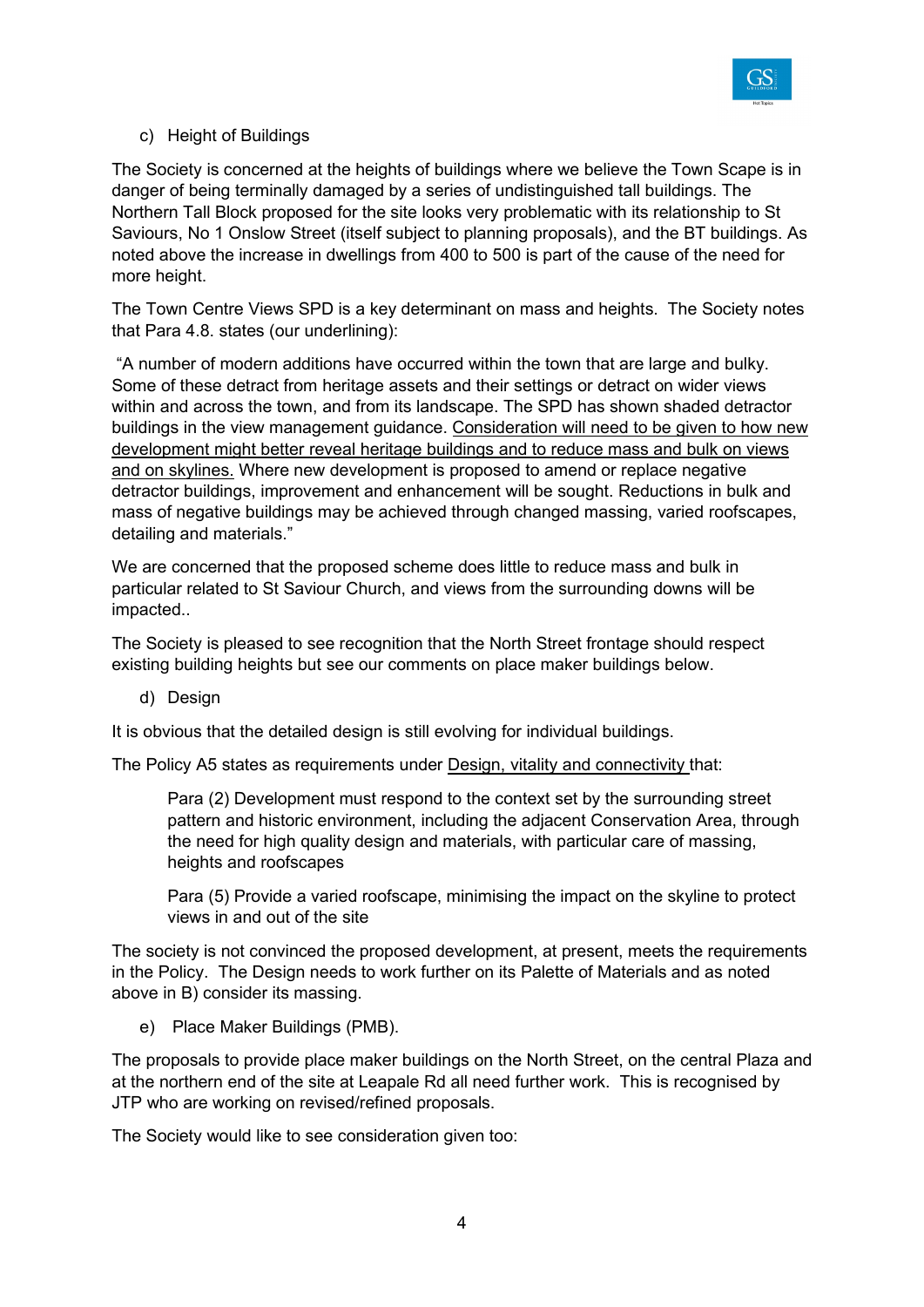c) Height of Buildings

The Society is concerned at the heights of buildings where we believe the Town Scape is in danger of being terminally damaged by a series of undistinguished tall buildings. The Northern Tall Block proposed for the site looks very problematic with its relationship to St Saviours, No 1 Onslow Street (itself subject to planning proposals), and the BT buildings. As noted above the increase in dwellings from 400 to 500 is part of the cause of the need for more height.

The Town Centre Views SPD is a key determinant on mass and heights. The Society notes that Para 4.8. states (our underlining):

"A number of modern additions have occurred within the town that are large and bulky. Some of these detract from heritage assets and their settings or detract on wider views within and across the town, and from its landscape. The SPD has shown shaded detractor buildings in the view management guidance. <u>Consideration will need to be given to how new development might better reveal heritage buildings and to reduce mass and bulk on views and on skylines.</u> Where new development is proposed to amend or replace negative detractor buildings, improvement and enhancement will be sought. Reductions in bulk and mass of negative buildings may be achieved through changed massing, varied roofscapes, detailing and materials."

We are concerned that the proposed scheme does little to reduce mass and bulk in particular related to St Saviour Church, and views from the surrounding downs will be impacted..

The Society is pleased to see recognition that the North Street frontage should respect existing building heights but see our comments on place maker buildings below.

d) Design

It is obvious that the detailed design is still evolving for individual buildings.

The Policy A5 states as requirements under <u>Design, vitality and connectivity</u> that:

> Para (2) Development must respond to the context set by the surrounding street pattern and historic environment, including the adjacent Conservation Area, through the need for high quality design and materials, with particular care of massing, heights and roofscapes
>
> Para (5) Provide a varied roofscape, minimising the impact on the skyline to protect views in and out of the site

The society is not convinced the proposed development, at present, meets the requirements in the Policy. The Design needs to work further on its Palette of Materials and as noted above in B) consider its massing.

e) Place Maker Buildings (PMB).

The proposals to provide place maker buildings on the North Street, on the central Plaza and at the northern end of the site at Leapale Rd all need further work. This is recognised by JTP who are working on revised/refined proposals.

The Society would like to see consideration given too: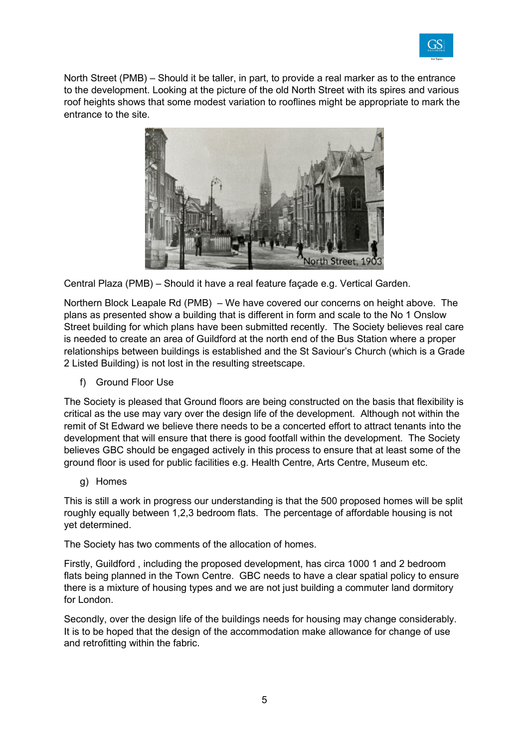North Street (PMB) – Should it be taller, in part, to provide a real marker as to the entrance to the development. Looking at the picture of the old North Street with its spires and various roof heights shows that some modest variation to rooflines might be appropriate to mark the entrance to the site.

Central Plaza (PMB) – Should it have a real feature façade e.g. Vertical Garden.

Northern Block Leapale Rd (PMB) – We have covered our concerns on height above. The plans as presented show a building that is different in form and scale to the No 1 Onslow Street building for which plans have been submitted recently. The Society believes real care is needed to create an area of Guildford at the north end of the Bus Station where a proper relationships between buildings is established and the St Saviour's Church (which is a Grade 2 Listed Building) is not lost in the resulting streetscape.

f) Ground Floor Use

The Society is pleased that Ground floors are being constructed on the basis that flexibility is critical as the use may vary over the design life of the development. Although not within the remit of St Edward we believe there needs to be a concerted effort to attract tenants into the development that will ensure that there is good footfall within the development. The Society believes GBC should be engaged actively in this process to ensure that at least some of the ground floor is used for public facilities e.g. Health Centre, Arts Centre, Museum etc.

g) Homes

This is still a work in progress our understanding is that the 500 proposed homes will be split roughly equally between 1,2,3 bedroom flats. The percentage of affordable housing is not yet determined.

The Society has two comments of the allocation of homes.

Firstly, Guildford , including the proposed development, has circa 1000 1 and 2 bedroom flats being planned in the Town Centre. GBC needs to have a clear spatial policy to ensure there is a mixture of housing types and we are not just building a commuter land dormitory for London.

Secondly, over the design life of the buildings needs for housing may change considerably. It is to be hoped that the design of the accommodation make allowance for change of use and retrofitting within the fabric.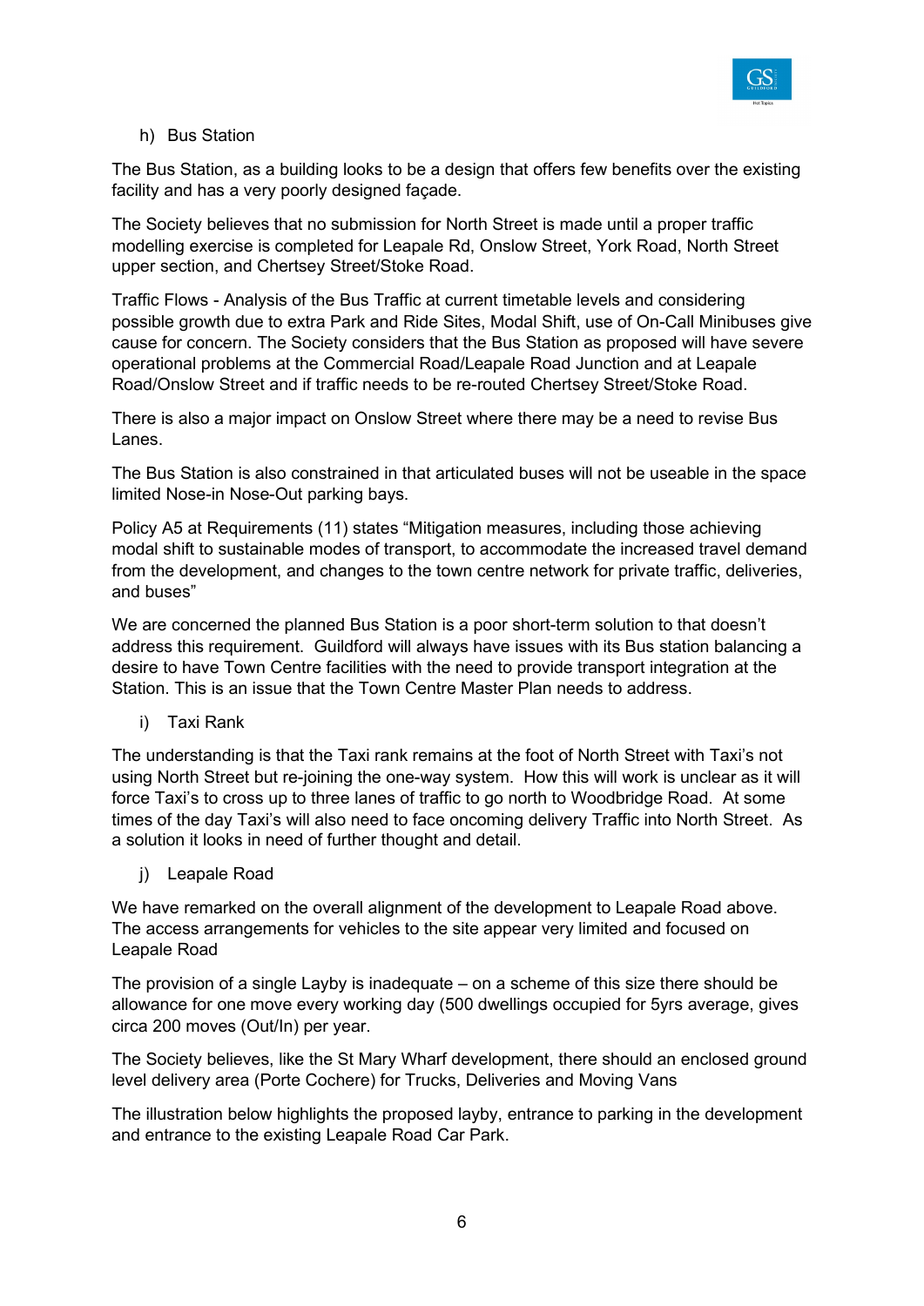h) Bus Station

The Bus Station, as a building looks to be a design that offers few benefits over the existing facility and has a very poorly designed façade.

The Society believes that no submission for North Street is made until a proper traffic modelling exercise is completed for Leapale Rd, Onslow Street, York Road, North Street upper section, and Chertsey Street/Stoke Road.

Traffic Flows - Analysis of the Bus Traffic at current timetable levels and considering possible growth due to extra Park and Ride Sites, Modal Shift, use of On-Call Minibuses give cause for concern. The Society considers that the Bus Station as proposed will have severe operational problems at the Commercial Road/Leapale Road Junction and at Leapale Road/Onslow Street and if traffic needs to be re-routed Chertsey Street/Stoke Road.

There is also a major impact on Onslow Street where there may be a need to revise Bus Lanes.

The Bus Station is also constrained in that articulated buses will not be useable in the space limited Nose-in Nose-Out parking bays.

Policy A5 at Requirements (11) states "Mitigation measures, including those achieving modal shift to sustainable modes of transport, to accommodate the increased travel demand from the development, and changes to the town centre network for private traffic, deliveries, and buses"

We are concerned the planned Bus Station is a poor short-term solution to that doesn't address this requirement. Guildford will always have issues with its Bus station balancing a desire to have Town Centre facilities with the need to provide transport integration at the Station. This is an issue that the Town Centre Master Plan needs to address.

i) Taxi Rank

The understanding is that the Taxi rank remains at the foot of North Street with Taxi's not using North Street but re-joining the one-way system. How this will work is unclear as it will force Taxi's to cross up to three lanes of traffic to go north to Woodbridge Road. At some times of the day Taxi's will also need to face oncoming delivery Traffic into North Street. As a solution it looks in need of further thought and detail.

j) Leapale Road

We have remarked on the overall alignment of the development to Leapale Road above. The access arrangements for vehicles to the site appear very limited and focused on Leapale Road

The provision of a single Layby is inadequate – on a scheme of this size there should be allowance for one move every working day (500 dwellings occupied for 5yrs average, gives circa 200 moves (Out/In) per year.

The Society believes, like the St Mary Wharf development, there should an enclosed ground level delivery area (Porte Cochere) for Trucks, Deliveries and Moving Vans

The illustration below highlights the proposed layby, entrance to parking in the development and entrance to the existing Leapale Road Car Park.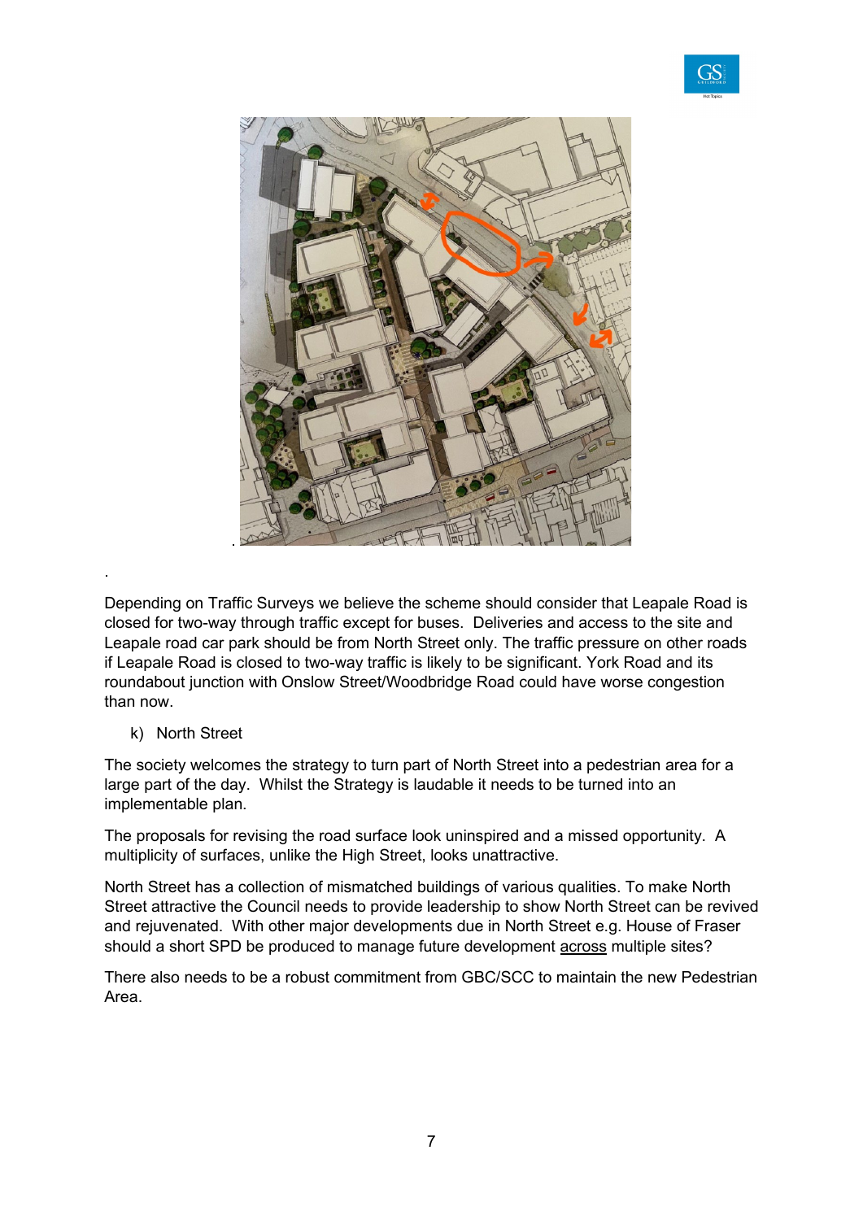Depending on Traffic Surveys we believe the scheme should consider that Leapale Road is closed for two-way through traffic except for buses. Deliveries and access to the site and Leapale road car park should be from North Street only. The traffic pressure on other roads if Leapale Road is closed to two-way traffic is likely to be significant. York Road and its roundabout junction with Onslow Street/Woodbridge Road could have worse congestion than now.

k) North Street

The society welcomes the strategy to turn part of North Street into a pedestrian area for a large part of the day. Whilst the Strategy is laudable it needs to be turned into an implementable plan.

The proposals for revising the road surface look uninspired and a missed opportunity. A multiplicity of surfaces, unlike the High Street, looks unattractive.

North Street has a collection of mismatched buildings of various qualities. To make North Street attractive the Council needs to provide leadership to show North Street can be revived and rejuvenated. With other major developments due in North Street e.g. House of Fraser should a short SPD be produced to manage future development across multiple sites?

There also needs to be a robust commitment from GBC/SCC to maintain the new Pedestrian Area.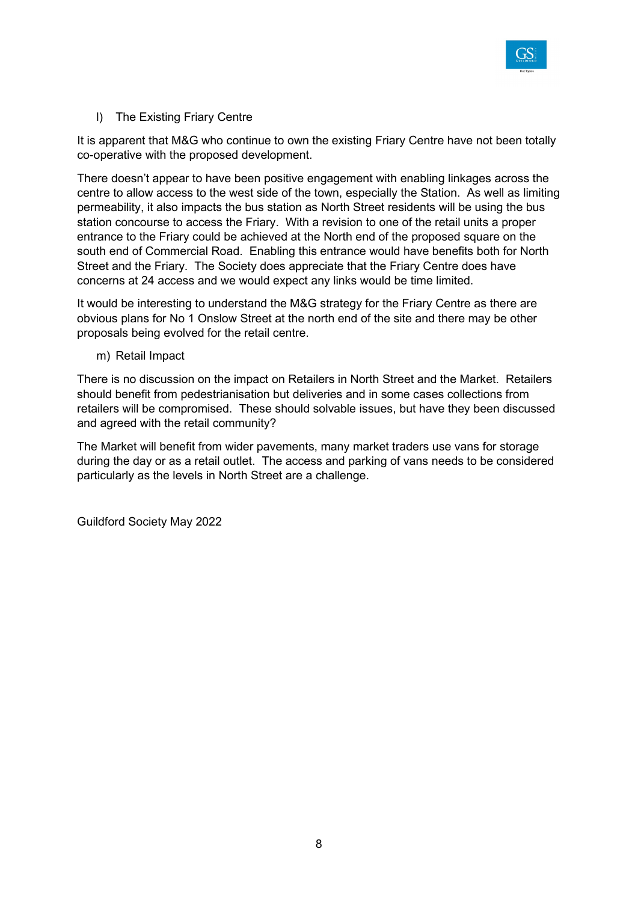l) The Existing Friary Centre

It is apparent that M&G who continue to own the existing Friary Centre have not been totally co-operative with the proposed development.

There doesn't appear to have been positive engagement with enabling linkages across the centre to allow access to the west side of the town, especially the Station. As well as limiting permeability, it also impacts the bus station as North Street residents will be using the bus station concourse to access the Friary. With a revision to one of the retail units a proper entrance to the Friary could be achieved at the North end of the proposed square on the south end of Commercial Road. Enabling this entrance would have benefits both for North Street and the Friary. The Society does appreciate that the Friary Centre does have concerns at 24 access and we would expect any links would be time limited.

It would be interesting to understand the M&G strategy for the Friary Centre as there are obvious plans for No 1 Onslow Street at the north end of the site and there may be other proposals being evolved for the retail centre.

m) Retail Impact

There is no discussion on the impact on Retailers in North Street and the Market. Retailers should benefit from pedestrianisation but deliveries and in some cases collections from retailers will be compromised. These should solvable issues, but have they been discussed and agreed with the retail community?

The Market will benefit from wider pavements, many market traders use vans for storage during the day or as a retail outlet. The access and parking of vans needs to be considered particularly as the levels in North Street are a challenge.

Guildford Society May 2022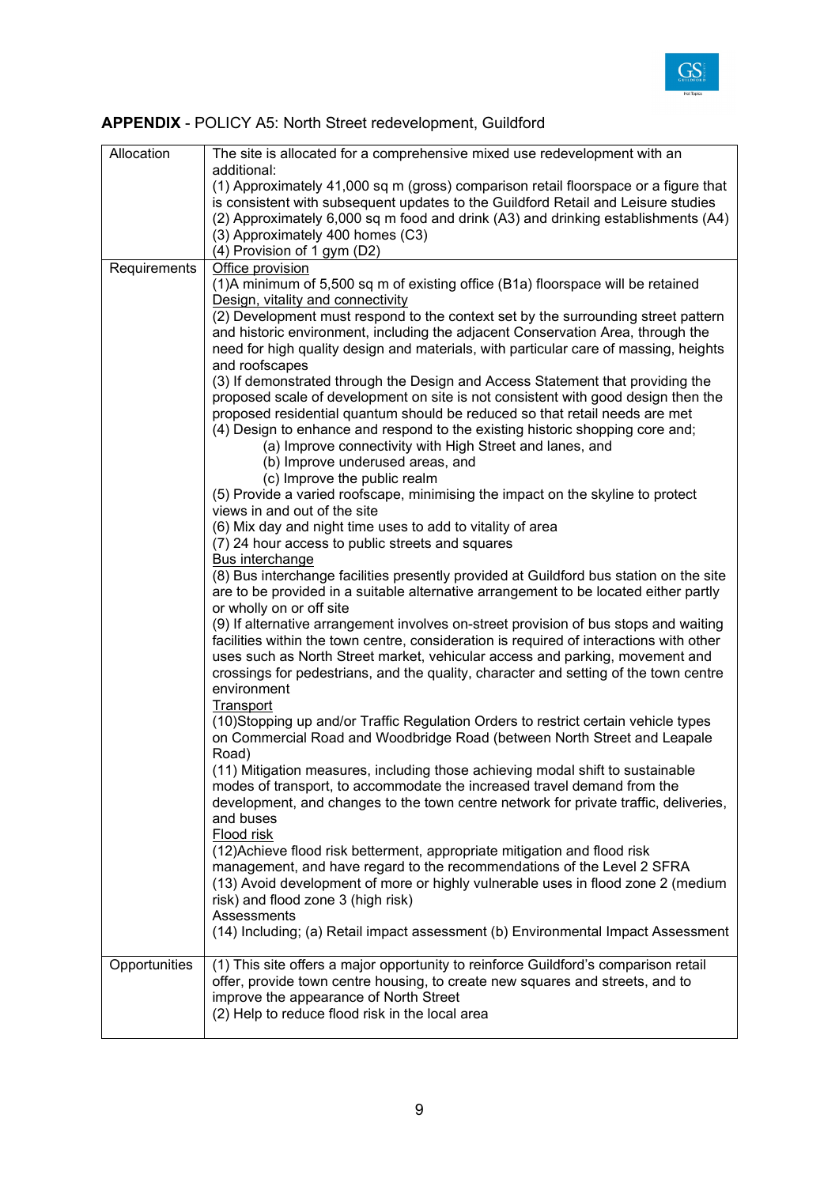**APPENDIX** - POLICY A5: North Street redevelopment, Guildford

| | |
|---|---|
| Allocation | The site is allocated for a comprehensive mixed use redevelopment with an additional:<br>(1) Approximately 41,000 sq m (gross) comparison retail floorspace or a figure that is consistent with subsequent updates to the Guildford Retail and Leisure studies<br>(2) Approximately 6,000 sq m food and drink (A3) and drinking establishments (A4)<br>(3) Approximately 400 homes (C3)<br>(4) Provision of 1 gym (D2) |
| Requirements | Office provision<br>(1)A minimum of 5,500 sq m of existing office (B1a) floorspace will be retained<br>Design, vitality and connectivity<br>(2) Development must respond to the context set by the surrounding street pattern and historic environment, including the adjacent Conservation Area, through the need for high quality design and materials, with particular care of massing, heights and roofscapes<br>(3) If demonstrated through the Design and Access Statement that providing the proposed scale of development on site is not consistent with good design then the proposed residential quantum should be reduced so that retail needs are met<br>(4) Design to enhance and respond to the existing historic shopping core and;<br>(a) Improve connectivity with High Street and lanes, and<br>(b) Improve underused areas, and<br>(c) Improve the public realm<br>(5) Provide a varied roofscape, minimising the impact on the skyline to protect views in and out of the site<br>(6) Mix day and night time uses to add to vitality of area<br>(7) 24 hour access to public streets and squares<br>Bus interchange<br>(8) Bus interchange facilities presently provided at Guildford bus station on the site are to be provided in a suitable alternative arrangement to be located either partly or wholly on or off site<br>(9) If alternative arrangement involves on-street provision of bus stops and waiting facilities within the town centre, consideration is required of interactions with other uses such as North Street market, vehicular access and parking, movement and crossings for pedestrians, and the quality, character and setting of the town centre environment<br>Transport<br>(10)Stopping up and/or Traffic Regulation Orders to restrict certain vehicle types on Commercial Road and Woodbridge Road (between North Street and Leapale Road)<br>(11) Mitigation measures, including those achieving modal shift to sustainable modes of transport, to accommodate the increased travel demand from the development, and changes to the town centre network for private traffic, deliveries, and buses<br>Flood risk<br>(12)Achieve flood risk betterment, appropriate mitigation and flood risk management, and have regard to the recommendations of the Level 2 SFRA<br>(13) Avoid development of more or highly vulnerable uses in flood zone 2 (medium risk) and flood zone 3 (high risk)<br>Assessments<br>(14) Including; (a) Retail impact assessment (b) Environmental Impact Assessment |
| Opportunities | (1) This site offers a major opportunity to reinforce Guildford's comparison retail offer, provide town centre housing, to create new squares and streets, and to improve the appearance of North Street<br>(2) Help to reduce flood risk in the local area |